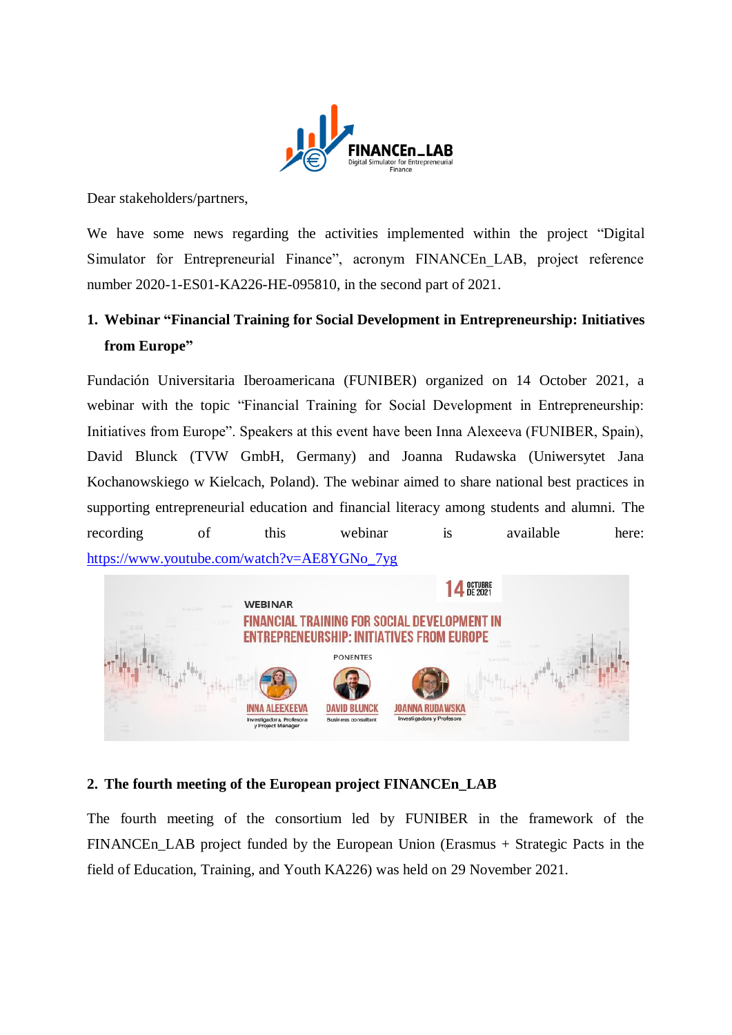Dear stakeholders/partners,

We have some news regarding the activities implemented within the project "Digital Simulator for Entrepreneurial Finance", acronym FINANCEn_LAB, project reference number 2020-1-ES01-KA226-HE-095810, in the second part of 2021.

1. **Webinar "Financial Training for Social Development in Entrepreneurship: Initiatives from Europe"**

Fundación Universitaria Iberoamericana (FUNIBER) organized on 14 October 2021, a webinar with the topic "Financial Training for Social Development in Entrepreneurship: Initiatives from Europe". Speakers at this event have been Inna Alexeeva (FUNIBER, Spain), David Blunck (TVW GmbH, Germany) and Joanna Rudawska (Uniwersytet Jana Kochanowskiego w Kielcach, Poland). The webinar aimed to share national best practices in supporting entrepreneurial education and financial literacy among students and alumni. The recording of this webinar is available here: https://www.youtube.com/watch?v=AE8YGNo_7yg

2. **The fourth meeting of the European project FINANCEn_LAB**

The fourth meeting of the consortium led by FUNIBER in the framework of the FINANCEn_LAB project funded by the European Union (Erasmus + Strategic Pacts in the field of Education, Training, and Youth KA226) was held on 29 November 2021.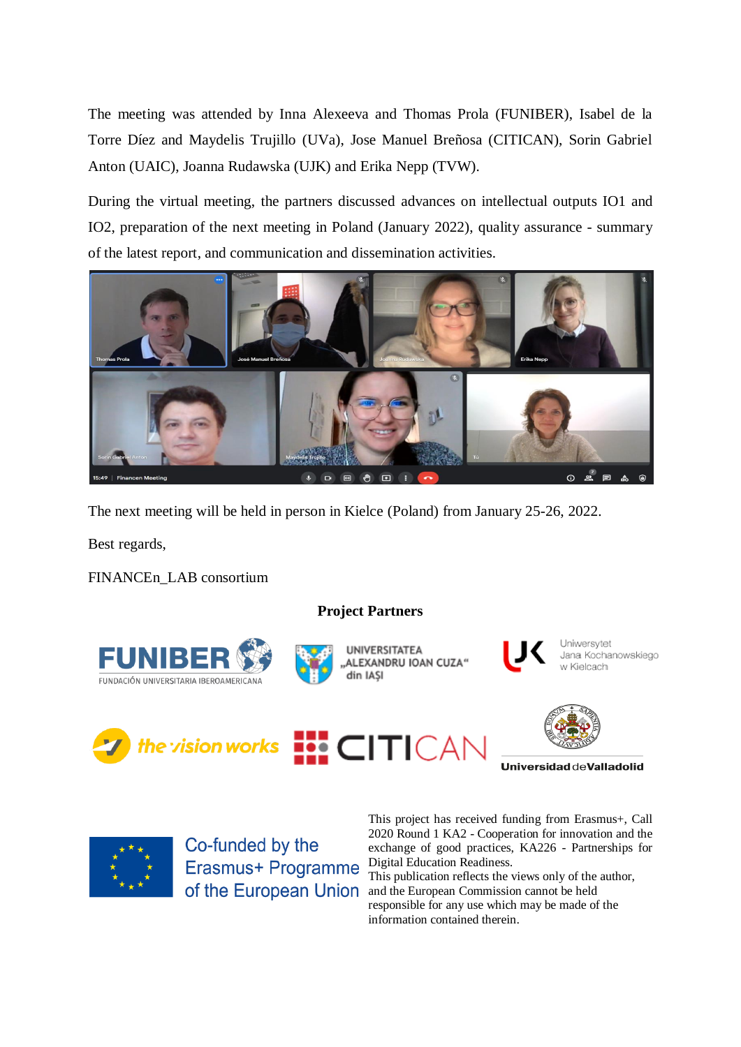The meeting was attended by Inna Alexeeva and Thomas Prola (FUNIBER), Isabel de la Torre Díez and Maydelis Trujillo (UVa), Jose Manuel Breñosa (CITICAN), Sorin Gabriel Anton (UAIC), Joanna Rudawska (UJK) and Erika Nepp (TVW).

During the virtual meeting, the partners discussed advances on intellectual outputs IO1 and IO2, preparation of the next meeting in Poland (January 2022), quality assurance - summary of the latest report, and communication and dissemination activities.

The next meeting will be held in person in Kielce (Poland) from January 25-26, 2022.

Best regards,

FINANCEn_LAB consortium

**Project Partners**

Co-funded by the Erasmus+ Programme of the European Union

This project has received funding from Erasmus+, Call 2020 Round 1 KA2 - Cooperation for innovation and the exchange of good practices, KA226 - Partnerships for Digital Education Readiness.
This publication reflects the views only of the author, and the European Commission cannot be held responsible for any use which may be made of the information contained therein.